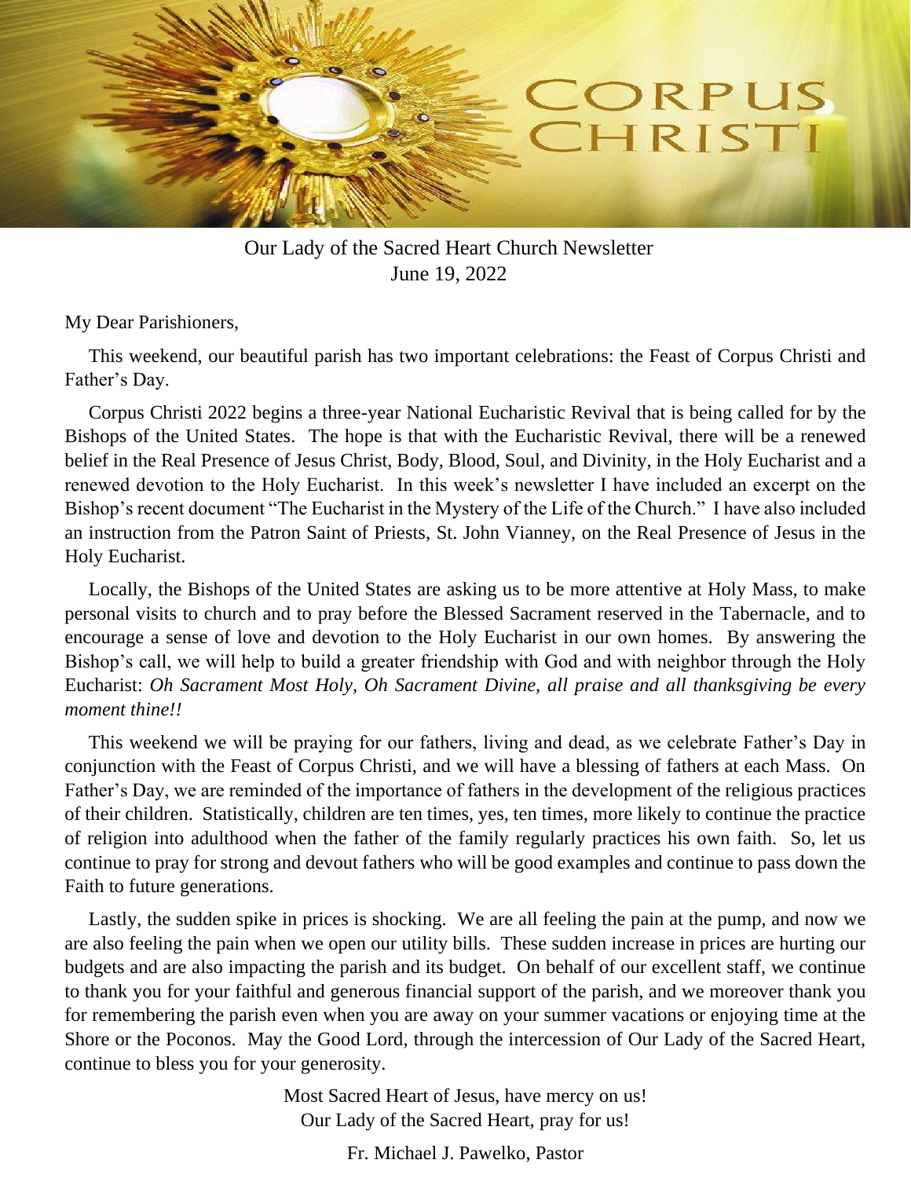# CORPUS CHRISTI

Our Lady of the Sacred Heart Church Newsletter
June 19, 2022

My Dear Parishioners,

This weekend, our beautiful parish has two important celebrations: the Feast of Corpus Christi and Father's Day.

Corpus Christi 2022 begins a three-year National Eucharistic Revival that is being called for by the Bishops of the United States. The hope is that with the Eucharistic Revival, there will be a renewed belief in the Real Presence of Jesus Christ, Body, Blood, Soul, and Divinity, in the Holy Eucharist and a renewed devotion to the Holy Eucharist. In this week's newsletter I have included an excerpt on the Bishop's recent document "The Eucharist in the Mystery of the Life of the Church." I have also included an instruction from the Patron Saint of Priests, St. John Vianney, on the Real Presence of Jesus in the Holy Eucharist.

Locally, the Bishops of the United States are asking us to be more attentive at Holy Mass, to make personal visits to church and to pray before the Blessed Sacrament reserved in the Tabernacle, and to encourage a sense of love and devotion to the Holy Eucharist in our own homes. By answering the Bishop's call, we will help to build a greater friendship with God and with neighbor through the Holy Eucharist: *Oh Sacrament Most Holy, Oh Sacrament Divine, all praise and all thanksgiving be every moment thine!!*

This weekend we will be praying for our fathers, living and dead, as we celebrate Father's Day in conjunction with the Feast of Corpus Christi, and we will have a blessing of fathers at each Mass. On Father's Day, we are reminded of the importance of fathers in the development of the religious practices of their children. Statistically, children are ten times, yes, ten times, more likely to continue the practice of religion into adulthood when the father of the family regularly practices his own faith. So, let us continue to pray for strong and devout fathers who will be good examples and continue to pass down the Faith to future generations.

Lastly, the sudden spike in prices is shocking. We are all feeling the pain at the pump, and now we are also feeling the pain when we open our utility bills. These sudden increase in prices are hurting our budgets and are also impacting the parish and its budget. On behalf of our excellent staff, we continue to thank you for your faithful and generous financial support of the parish, and we moreover thank you for remembering the parish even when you are away on your summer vacations or enjoying time at the Shore or the Poconos. May the Good Lord, through the intercession of Our Lady of the Sacred Heart, continue to bless you for your generosity.

Most Sacred Heart of Jesus, have mercy on us!
Our Lady of the Sacred Heart, pray for us!

Fr. Michael J. Pawelko, Pastor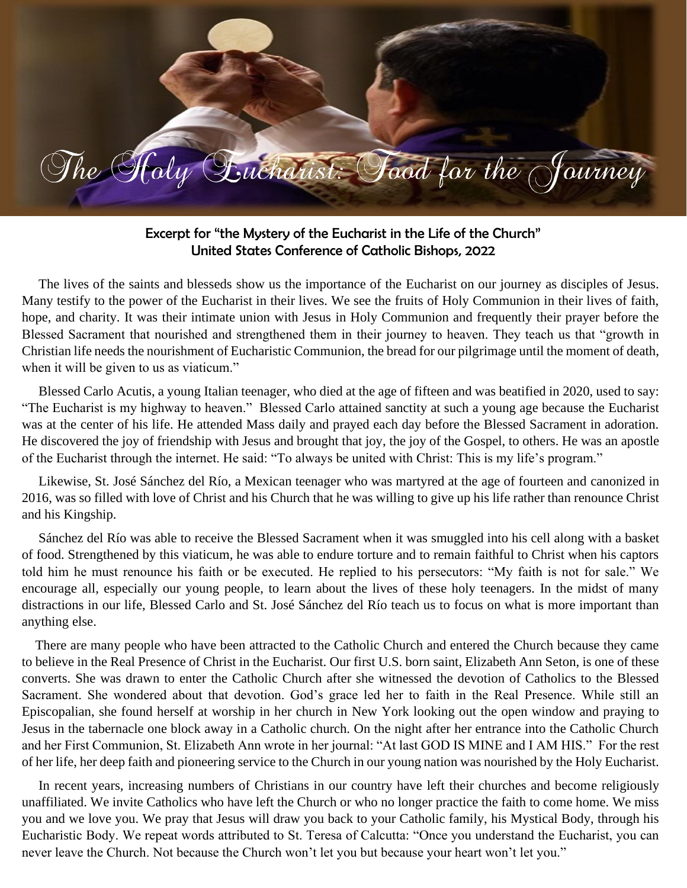# The Holy Eucharist: Food for the Journey

**Excerpt for "the Mystery of the Eucharist in the Life of the Church"**
**United States Conference of Catholic Bishops, 2022**

The lives of the saints and blesseds show us the importance of the Eucharist on our journey as disciples of Jesus. Many testify to the power of the Eucharist in their lives. We see the fruits of Holy Communion in their lives of faith, hope, and charity. It was their intimate union with Jesus in Holy Communion and frequently their prayer before the Blessed Sacrament that nourished and strengthened them in their journey to heaven. They teach us that "growth in Christian life needs the nourishment of Eucharistic Communion, the bread for our pilgrimage until the moment of death, when it will be given to us as viaticum."

Blessed Carlo Acutis, a young Italian teenager, who died at the age of fifteen and was beatified in 2020, used to say: "The Eucharist is my highway to heaven." Blessed Carlo attained sanctity at such a young age because the Eucharist was at the center of his life. He attended Mass daily and prayed each day before the Blessed Sacrament in adoration. He discovered the joy of friendship with Jesus and brought that joy, the joy of the Gospel, to others. He was an apostle of the Eucharist through the internet. He said: "To always be united with Christ: This is my life's program."

Likewise, St. José Sánchez del Río, a Mexican teenager who was martyred at the age of fourteen and canonized in 2016, was so filled with love of Christ and his Church that he was willing to give up his life rather than renounce Christ and his Kingship.

Sánchez del Río was able to receive the Blessed Sacrament when it was smuggled into his cell along with a basket of food. Strengthened by this viaticum, he was able to endure torture and to remain faithful to Christ when his captors told him he must renounce his faith or be executed. He replied to his persecutors: "My faith is not for sale." We encourage all, especially our young people, to learn about the lives of these holy teenagers. In the midst of many distractions in our life, Blessed Carlo and St. José Sánchez del Río teach us to focus on what is more important than anything else.

There are many people who have been attracted to the Catholic Church and entered the Church because they came to believe in the Real Presence of Christ in the Eucharist. Our first U.S. born saint, Elizabeth Ann Seton, is one of these converts. She was drawn to enter the Catholic Church after she witnessed the devotion of Catholics to the Blessed Sacrament. She wondered about that devotion. God's grace led her to faith in the Real Presence. While still an Episcopalian, she found herself at worship in her church in New York looking out the open window and praying to Jesus in the tabernacle one block away in a Catholic church. On the night after her entrance into the Catholic Church and her First Communion, St. Elizabeth Ann wrote in her journal: "At last GOD IS MINE and I AM HIS." For the rest of her life, her deep faith and pioneering service to the Church in our young nation was nourished by the Holy Eucharist.

In recent years, increasing numbers of Christians in our country have left their churches and become religiously unaffiliated. We invite Catholics who have left the Church or who no longer practice the faith to come home. We miss you and we love you. We pray that Jesus will draw you back to your Catholic family, his Mystical Body, through his Eucharistic Body. We repeat words attributed to St. Teresa of Calcutta: "Once you understand the Eucharist, you can never leave the Church. Not because the Church won't let you but because your heart won't let you."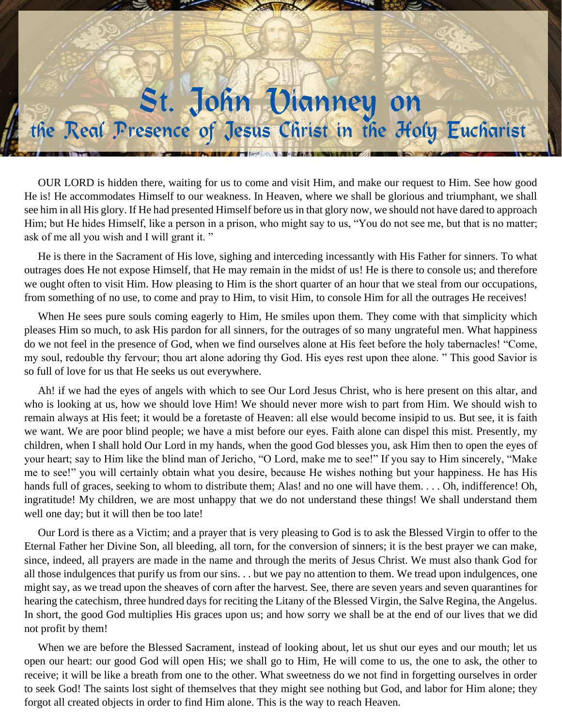# St. John Vianney on the Real Presence of Jesus Christ in the Holy Eucharist

OUR LORD is hidden there, waiting for us to come and visit Him, and make our request to Him. See how good He is! He accommodates Himself to our weakness. In Heaven, where we shall be glorious and triumphant, we shall see him in all His glory. If He had presented Himself before us in that glory now, we should not have dared to approach Him; but He hides Himself, like a person in a prison, who might say to us, "You do not see me, but that is no matter; ask of me all you wish and I will grant it. "

He is there in the Sacrament of His love, sighing and interceding incessantly with His Father for sinners. To what outrages does He not expose Himself, that He may remain in the midst of us! He is there to console us; and therefore we ought often to visit Him. How pleasing to Him is the short quarter of an hour that we steal from our occupations, from something of no use, to come and pray to Him, to visit Him, to console Him for all the outrages He receives!

When He sees pure souls coming eagerly to Him, He smiles upon them. They come with that simplicity which pleases Him so much, to ask His pardon for all sinners, for the outrages of so many ungrateful men. What happiness do we not feel in the presence of God, when we find ourselves alone at His feet before the holy tabernacles! "Come, my soul, redouble thy fervour; thou art alone adoring thy God. His eyes rest upon thee alone. " This good Savior is so full of love for us that He seeks us out everywhere.

Ah! if we had the eyes of angels with which to see Our Lord Jesus Christ, who is here present on this altar, and who is looking at us, how we should love Him! We should never more wish to part from Him. We should wish to remain always at His feet; it would be a foretaste of Heaven: all else would become insipid to us. But see, it is faith we want. We are poor blind people; we have a mist before our eyes. Faith alone can dispel this mist. Presently, my children, when I shall hold Our Lord in my hands, when the good God blesses you, ask Him then to open the eyes of your heart; say to Him like the blind man of Jericho, "O Lord, make me to see!" If you say to Him sincerely, "Make me to see!" you will certainly obtain what you desire, because He wishes nothing but your happiness. He has His hands full of graces, seeking to whom to distribute them; Alas! and no one will have them. . . . Oh, indifference! Oh, ingratitude! My children, we are most unhappy that we do not understand these things! We shall understand them well one day; but it will then be too late!

Our Lord is there as a Victim; and a prayer that is very pleasing to God is to ask the Blessed Virgin to offer to the Eternal Father her Divine Son, all bleeding, all torn, for the conversion of sinners; it is the best prayer we can make, since, indeed, all prayers are made in the name and through the merits of Jesus Christ. We must also thank God for all those indulgences that purify us from our sins. . . but we pay no attention to them. We tread upon indulgences, one might say, as we tread upon the sheaves of corn after the harvest. See, there are seven years and seven quarantines for hearing the catechism, three hundred days for reciting the Litany of the Blessed Virgin, the Salve Regina, the Angelus. In short, the good God multiplies His graces upon us; and how sorry we shall be at the end of our lives that we did not profit by them!

When we are before the Blessed Sacrament, instead of looking about, let us shut our eyes and our mouth; let us open our heart: our good God will open His; we shall go to Him, He will come to us, the one to ask, the other to receive; it will be like a breath from one to the other. What sweetness do we not find in forgetting ourselves in order to seek God! The saints lost sight of themselves that they might see nothing but God, and labor for Him alone; they forgot all created objects in order to find Him alone. This is the way to reach Heaven.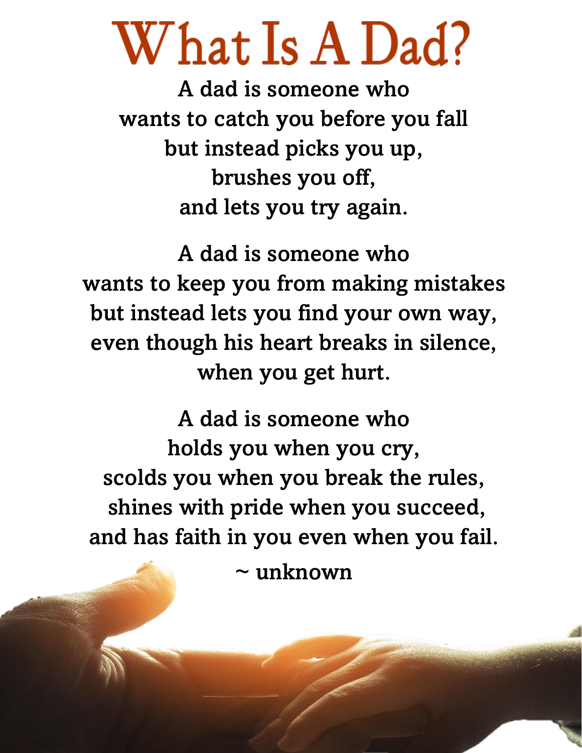# What Is A Dad?

A dad is someone who
wants to catch you before you fall
but instead picks you up,
brushes you off,
and lets you try again.

A dad is someone who
wants to keep you from making mistakes
but instead lets you find your own way,
even though his heart breaks in silence,
when you get hurt.

A dad is someone who
holds you when you cry,
scolds you when you break the rules,
shines with pride when you succeed,
and has faith in you even when you fail.

~ unknown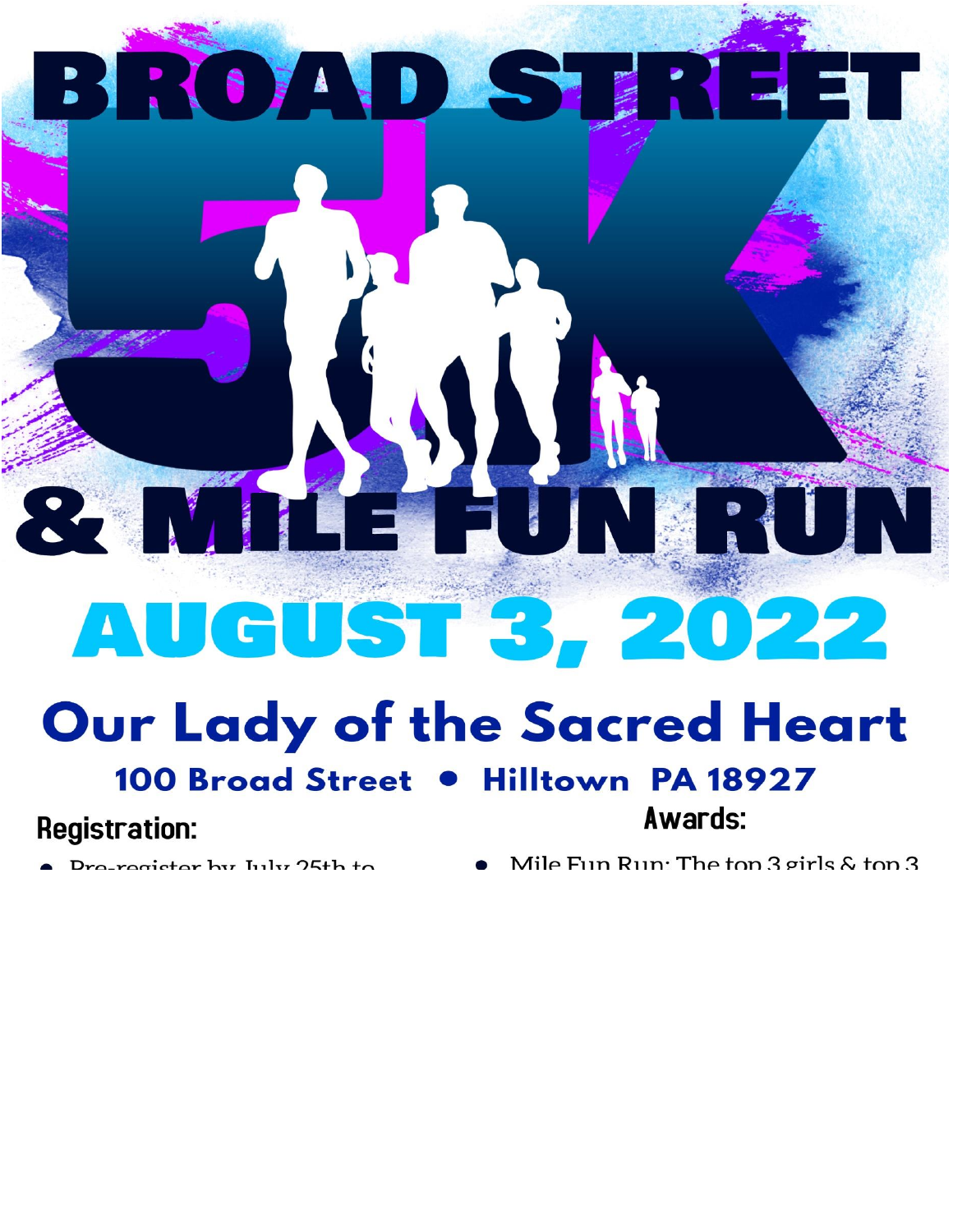# BROAD STREET 5K & MILE FUN RUN

## AUGUST 3, 2022

## Our Lady of the Sacred Heart

### 100 Broad Street • Hilltown PA 18927

**Registration:**

- Pre-register by July 25th to

**Awards:**

- Mile Fun Run: The top 3 girls & top 3